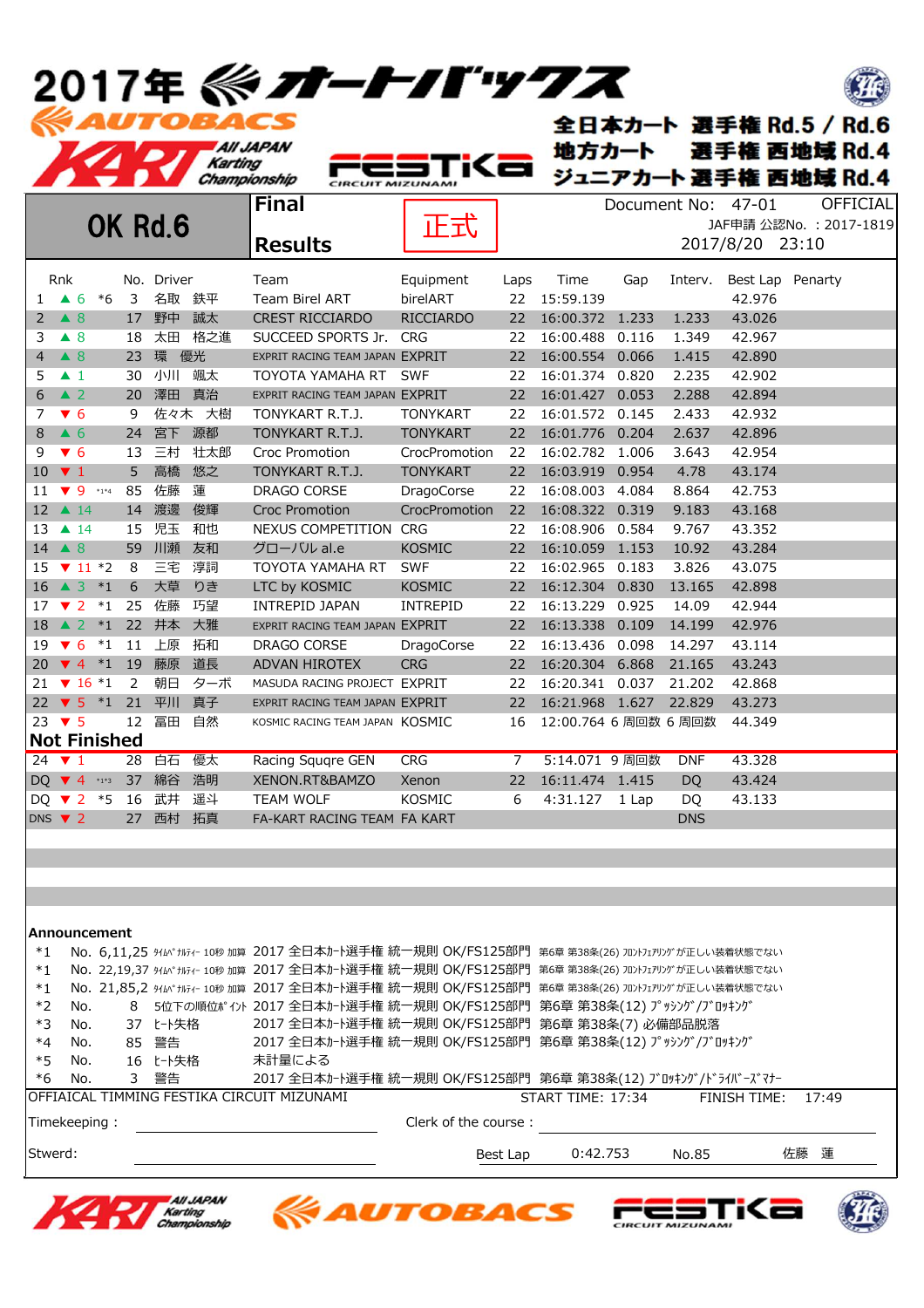# 2017年 オートバックス AUTOBACS

All JAPAN Karting Championship

FESTIKA CIRCUIT MIZUNAMI

全日本カート 選手権 Rd.5 / Rd.6
地方カート 選手権 西地域 Rd.4
ジュニアカート 選手権 西地域 Rd.4

## OK Rd.6

**Final Results**

正式

Document No: 47-01 OFFICIAL
JAF申請 公認No. : 2017-1819
2017/8/20 23:10

| Rnk | | | No. | Driver | Team | Equipment | Laps | Time | Gap | Interv. | Best Lap | Penarty |
|---|---|---|---|---|---|---|---|---|---|---|---|---|
| 1 | ▲ 6 | *6 | 3 | 名取 鉄平 | Team Birel ART | birelART | 22 | 15:59.139 | | | 42.976 | |
| 2 | ▲ 8 | | 17 | 野中 誠太 | CREST RICCIARDO | RICCIARDO | 22 | 16:00.372 | 1.233 | 1.233 | 43.026 | |
| 3 | ▲ 8 | | 18 | 太田 格之進 | SUCCEED SPORTS Jr. | CRG | 22 | 16:00.488 | 0.116 | 1.349 | 42.967 | |
| 4 | ▲ 8 | | 23 | 環 優光 | EXPRIT RACING TEAM JAPAN | EXPRIT | 22 | 16:00.554 | 0.066 | 1.415 | 42.890 | |
| 5 | ▲ 1 | | 30 | 小川 颯太 | TOYOTA YAMAHA RT | SWF | 22 | 16:01.374 | 0.820 | 2.235 | 42.902 | |
| 6 | ▲ 2 | | 20 | 澤田 真治 | EXPRIT RACING TEAM JAPAN | EXPRIT | 22 | 16:01.427 | 0.053 | 2.288 | 42.894 | |
| 7 | ▼ 6 | | 9 | 佐々木 大樹 | TONYKART R.T.J. | TONYKART | 22 | 16:01.572 | 0.145 | 2.433 | 42.932 | |
| 8 | ▲ 6 | | 24 | 宮下 源都 | TONYKART R.T.J. | TONYKART | 22 | 16:01.776 | 0.204 | 2.637 | 42.896 | |
| 9 | ▼ 6 | | 13 | 三村 壮太郎 | Croc Promotion | CrocPromotion | 22 | 16:02.782 | 1.006 | 3.643 | 42.954 | |
| 10 | ▼ 1 | | 5 | 高橋 悠之 | TONYKART R.T.J. | TONYKART | 22 | 16:03.919 | 0.954 | 4.78 | 43.174 | |
| 11 | ▼ 9 | *1*4 | 85 | 佐藤 蓮 | DRAGO CORSE | DragoCorse | 22 | 16:08.003 | 4.084 | 8.864 | 42.753 | |
| 12 | ▲ 14 | | 14 | 渡邊 俊輝 | Croc Promotion | CrocPromotion | 22 | 16:08.322 | 0.319 | 9.183 | 43.168 | |
| 13 | ▲ 14 | | 15 | 児玉 和也 | NEXUS COMPETITION | CRG | 22 | 16:08.906 | 0.584 | 9.767 | 43.352 | |
| 14 | ▲ 8 | | 59 | 川瀬 友和 | グローバル al.e | KOSMIC | 22 | 16:10.059 | 1.153 | 10.92 | 43.284 | |
| 15 | ▼ 11 | *2 | 8 | 三宅 淳詞 | TOYOTA YAMAHA RT | SWF | 22 | 16:02.965 | 0.183 | 3.826 | 43.075 | |
| 16 | ▲ 3 | *1 | 6 | 大草 りき | LTC by KOSMIC | KOSMIC | 22 | 16:12.304 | 0.830 | 13.165 | 42.898 | |
| 17 | ▼ 2 | *1 | 25 | 佐藤 巧望 | INTREPID JAPAN | INTREPID | 22 | 16:13.229 | 0.925 | 14.09 | 42.944 | |
| 18 | ▲ 2 | *1 | 22 | 井本 大雅 | EXPRIT RACING TEAM JAPAN | EXPRIT | 22 | 16:13.338 | 0.109 | 14.199 | 42.976 | |
| 19 | ▼ 6 | *1 | 11 | 上原 拓和 | DRAGO CORSE | DragoCorse | 22 | 16:13.436 | 0.098 | 14.297 | 43.114 | |
| 20 | ▼ 4 | *1 | 19 | 藤原 道長 | ADVAN HIROTEX | CRG | 22 | 16:20.304 | 6.868 | 21.165 | 43.243 | |
| 21 | ▼ 16 | *1 | 2 | 朝日 ターボ | MASUDA RACING PROJECT | EXPRIT | 22 | 16:20.341 | 0.037 | 21.202 | 42.868 | |
| 22 | ▼ 5 | *1 | 21 | 平川 真子 | EXPRIT RACING TEAM JAPAN | EXPRIT | 22 | 16:21.968 | 1.627 | 22.829 | 43.273 | |
| 23 | ▼ 5 | | 12 | 冨田 自然 | KOSMIC RACING TEAM JAPAN | KOSMIC | 16 | 12:00.764 | 6 周回数 | 6 周回数 | 44.349 | |
| **Not Finished** | | | | | | | | | | | | |
| 24 | ▼ 1 | | 28 | 白石 優太 | Racing Squqre GEN | CRG | 7 | 5:14.071 | 9 周回数 | DNF | 43.328 | |
| DQ | ▼ 4 | *1*3 | 37 | 綿谷 浩明 | XENON.RT&BAMZO | Xenon | 22 | 16:11.474 | 1.415 | DQ | 43.424 | |
| DQ | ▼ 2 | *5 | 16 | 武井 遥斗 | TEAM WOLF | KOSMIC | 6 | 4:31.127 | 1 Lap | DQ | 43.133 | |
| DNS | ▼ 2 | | 27 | 西村 拓真 | FA-KART RACING TEAM | FA KART | | | | DNS | | |

**Announcement**

*1 No. 6,11,25 ﾀｲﾑﾍﾟﾅﾙﾃｨｰ 10秒 加算 2017 全日本ｶｰﾄ選手権 統一規則 OK/FS125部門 第6章 第38条(26) ﾌﾛﾝﾄﾌｪｱﾘﾝｸﾞが正しい装着状態でない
*1 No. 22,19,37 ﾀｲﾑﾍﾟﾅﾙﾃｨｰ 10秒 加算 2017 全日本ｶｰﾄ選手権 統一規則 OK/FS125部門 第6章 第38条(26) ﾌﾛﾝﾄﾌｪｱﾘﾝｸﾞが正しい装着状態でない
*1 No. 21,85,2 ﾀｲﾑﾍﾟﾅﾙﾃｨｰ 10秒 加算 2017 全日本ｶｰﾄ選手権 統一規則 OK/FS125部門 第6章 第38条(26) ﾌﾛﾝﾄﾌｪｱﾘﾝｸﾞが正しい装着状態でない
*2 No. 8 5位下の順位ﾎﾟｲﾝﾄ 2017 全日本ｶｰﾄ選手権 統一規則 OK/FS125部門 第6章 第38条(12) ﾌﾟｯｼﾝｸﾞ/ﾌﾞﾛｯｷﾝｸﾞ
*3 No. 37 ﾋｰﾄ失格 2017 全日本ｶｰﾄ選手権 統一規則 OK/FS125部門 第6章 第38条(7) 必備部品脱落
*4 No. 85 警告 2017 全日本ｶｰﾄ選手権 統一規則 OK/FS125部門 第6章 第38条(12) ﾌﾟｯｼﾝｸﾞ/ﾌﾞﾛｯｷﾝｸﾞ
*5 No. 16 ﾋｰﾄ失格 未計量による
*6 No. 3 警告 2017 全日本ｶｰﾄ選手権 統一規則 OK/FS125部門 第6章 第38条(12) ﾌﾞﾛｯｷﾝｸﾞ/ﾄﾞﾗｲﾊﾞｰｽﾞﾏﾅｰ

OFFIAICAL TIMMING FESTIKA CIRCUIT MIZUNAMI　START TIME: 17:34　FINISH TIME: 17:49

Timekeeping : ____________________　Clerk of the course : ____________________

Stweard: ____________________　Best Lap 0:42.753　No.85　佐藤 蓮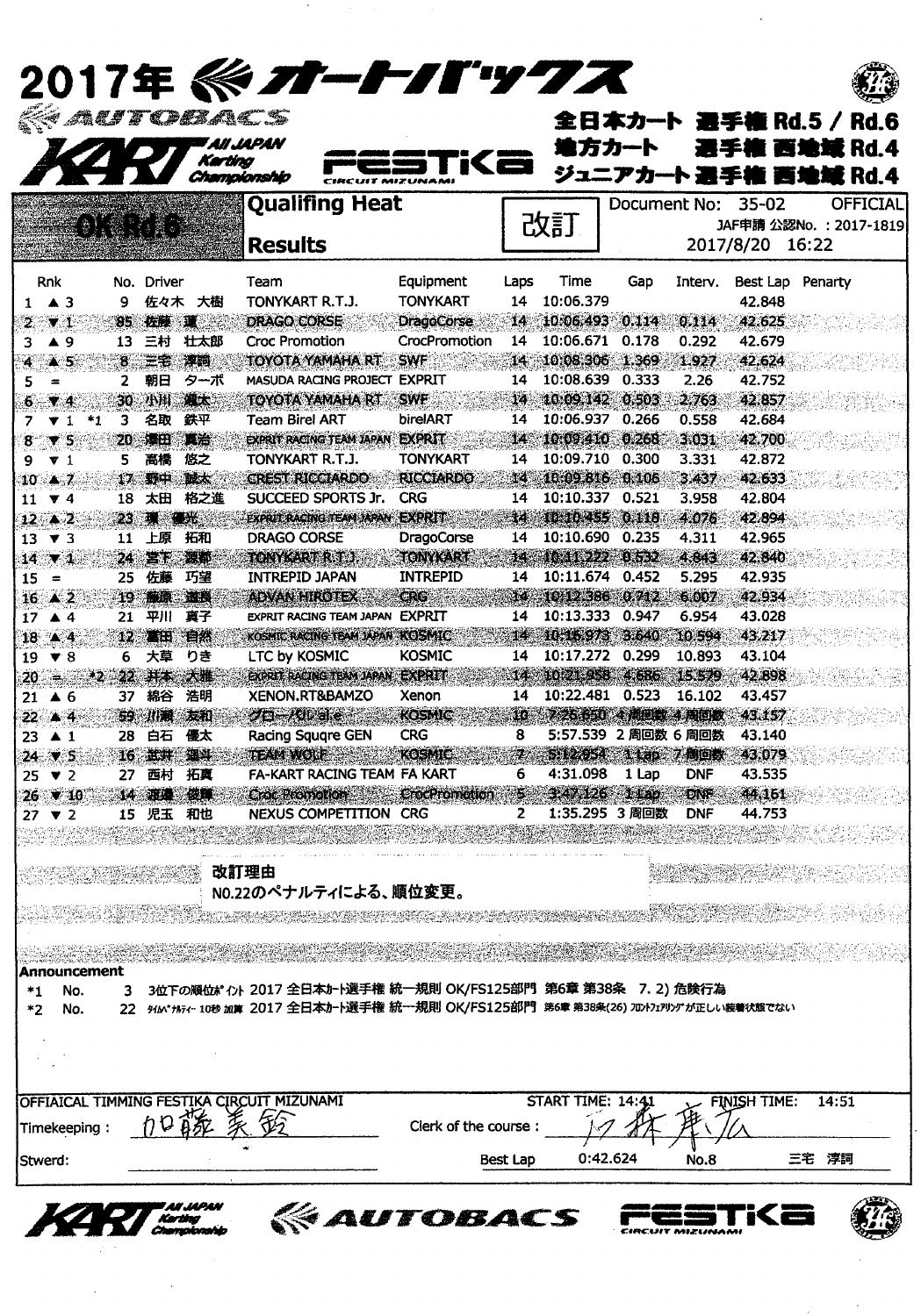# 2017年 オートバックス

AUTOBACS

KART All JAPAN Karting Championship

FESTIKA CIRCUIT MIZUNAMI

全日本カート 選手権 Rd.5 / Rd.6
地方カート 選手権 西地域 Rd.4
ジュニアカート 選手権 西地域 Rd.4

## OK Rd.6 Qualifing Heat Results

改訂

Document No: 35-02 OFFICIAL
JAF申請 公認No. : 2017-1819
2017/8/20 16:22

| Rnk | | | No. | Driver | Team | Equipment | Laps | Time | Gap | Interv. | Best Lap | Penarty |
|---|---|---|---|---|---|---|---|---|---|---|---|---|
| 1 | ▲3 | | 9 | 佐々木 大樹 | TONYKART R.T.J. | TONYKART | 14 | 10:06.379 | | | 42.848 | |
| 2 | ▼1 | | 85 | 佐藤 蓮 | DRAGO CORSE | DragoCorse | 14 | 10:06.493 | 0.114 | 0.114 | 42.625 | |
| 3 | ▲9 | | 13 | 三村 壮太郎 | Croc Promotion | CrocPromotion | 14 | 10:06.671 | 0.178 | 0.292 | 42.679 | |
| 4 | ▲5 | | 8 | 三宅 淳詞 | TOYOTA YAMAHA RT | SWF | 14 | 10:08.306 | 1.369 | 1.927 | 42.624 | |
| 5 | = | | 2 | 朝日 ターボ | MASUDA RACING PROJECT | EXPRIT | 14 | 10:08.639 | 0.333 | 2.26 | 42.752 | |
| 6 | ▼4 | | 30 | 小川 颯太 | TOYOTA YAMAHA RT | SWF | 14 | 10:09.142 | 0.503 | 2.763 | 42.857 | |
| 7 | ▼1 | *1 | 3 | 名取 鉄平 | Team Birel ART | birelART | 14 | 10:06.937 | 0.266 | 0.558 | 42.684 | |
| 8 | ▼5 | | 20 | 澤田 真治 | EXPRIT RACING TEAM JAPAN | EXPRIT | 14 | 10:09.410 | 0.268 | 3.031 | 42.700 | |
| 9 | ▼1 | | 5 | 高橋 悠之 | TONYKART R.T.J. | TONYKART | 14 | 10:09.710 | 0.300 | 3.331 | 42.872 | |
| 10 | ▲7 | | 17 | 野中 誠太 | CREST RICCIARDO | RICCIARDO | 14 | 10:09.816 | 0.106 | 3.437 | 42.633 | |
| 11 | ▼4 | | 18 | 太田 格之進 | SUCCEED SPORTS Jr. | CRG | 14 | 10:10.337 | 0.521 | 3.958 | 42.804 | |
| 12 | ▲2 | | 23 | 環 優光 | EXPRIT RACING TEAM JAPAN | EXPRIT | 14 | 10:10.455 | 0.118 | 4.076 | 42.894 | |
| 13 | ▼3 | | 11 | 上原 拓和 | DRAGO CORSE | DragoCorse | 14 | 10:10.690 | 0.235 | 4.311 | 42.965 | |
| 14 | ▼1 | | 24 | 宮下 源都 | TONYKART R.T.J. | TONYKART | 14 | 10:11.222 | 0.532 | 4.843 | 42.840 | |
| 15 | = | | 25 | 佐藤 巧望 | INTREPID JAPAN | INTREPID | 14 | 10:11.674 | 0.452 | 5.295 | 42.935 | |
| 16 | ▲2 | | 19 | 藤原 道典 | ADVAN HIROTEX | CRG | 14 | 10:12.386 | 0.712 | 6.007 | 42.934 | |
| 17 | ▲4 | | 21 | 平川 真子 | EXPRIT RACING TEAM JAPAN | EXPRIT | 14 | 10:13.333 | 0.947 | 6.954 | 43.028 | |
| 18 | ▲4 | | 12 | 冨田 自然 | KOSMIC RACING TEAM JAPAN | KOSMIC | 14 | 10:16.973 | 3.640 | 10.594 | 43.217 | |
| 19 | ▼8 | | 6 | 大草 りき | LTC by KOSMIC | KOSMIC | 14 | 10:17.272 | 0.299 | 10.893 | 43.104 | |
| 20 | = | *2 | 22 | 井本 大雅 | EXPRIT RACING TEAM JAPAN | EXPRIT | 14 | 10:21.958 | 4.686 | 15.579 | 42.898 | |
| 21 | ▲6 | | 37 | 綿谷 浩明 | XENON.RT&BAMZO | Xenon | 14 | 10:22.481 | 0.523 | 16.102 | 43.457 | |
| 22 | ▲4 | | 59 | 川瀬 友和 | グローバルel.e | KOSMIC | 10 | 7:26.650 | 4 周回数 | 4 周回数 | 43.157 | |
| 23 | ▲1 | | 28 | 白石 優太 | Racing Squqre GEN | CRG | 8 | 5:57.539 | 2 周回数 | 6 周回数 | 43.140 | |
| 24 | ▼5 | | 16 | 武井 真斗 | TEAM WOLF | KOSMIC | 7 | 5:12.954 | 1 Lap | 7 周回数 | 43.079 | |
| 25 | ▼2 | | 27 | 西村 拓真 | FA-KART RACING TEAM | FA KART | 6 | 4:31.098 | 1 Lap | DNF | 43.535 | |
| 26 | ▼10 | | 14 | 渡邊 碧輝 | Croc Promotion | CrocPromotion | 5 | 3:47.126 | 1 Lap | DNF | 44.161 | |
| 27 | ▼2 | | 15 | 児玉 和也 | NEXUS COMPETITION | CRG | 2 | 1:35.295 | 3 周回数 | DNF | 44.753 | |

改訂理由
NO.22のペナルティによる、順位変更。

**Announcement**

*1 No. 3 3位下の順位ポイント 2017 全日本カート選手権 統一規則 OK/FS125部門 第6章 第38条 7. 2) 危険行為
*2 No. 22 タイムペナルティー 10秒 加算 2017 全日本カート選手権 統一規則 OK/FS125部門 第6章 第38条(26) フロントフェアリングが正しい装着状態でない

OFFIAICAL TIMMING FESTIKA CIRCUIT MIZUNAMI

START TIME: 14:41 FINISH TIME: 14:51

Timekeeping : 加藤 美鈴

Clerk of the course : 石森 康広

Stwerd:

Best Lap 0:42.624 No.8 三宅 淳詞